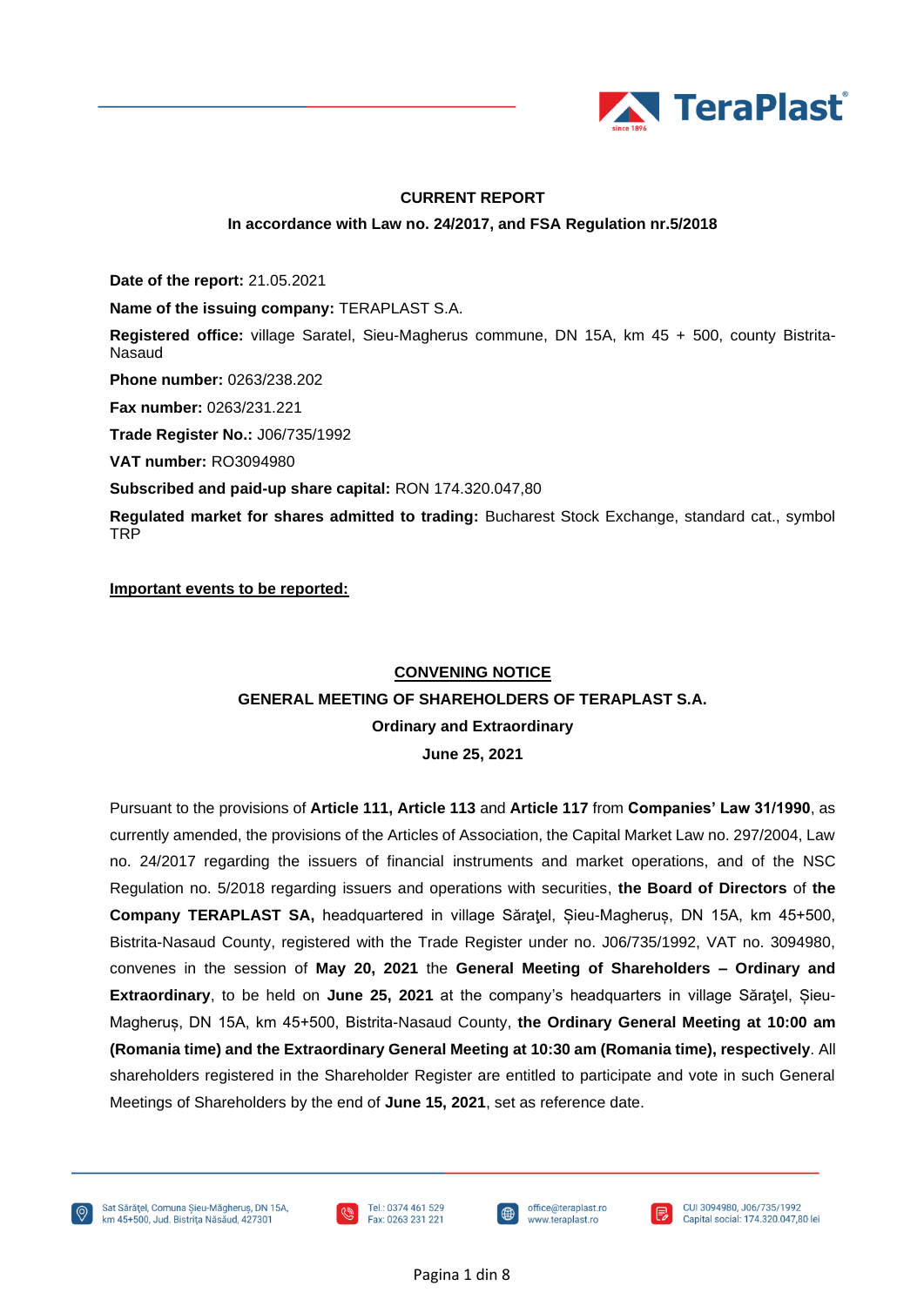**CURRENT REPORT**

**In accordance with Law no. 24/2017, and FSA Regulation nr.5/2018**

**Date of the report:** 21.05.2021

**Name of the issuing company:** TERAPLAST S.A.

**Registered office:** village Saratel, Sieu-Magherus commune, DN 15A, km 45 + 500, county Bistrita-Nasaud

**Phone number:** 0263/238.202

**Fax number:** 0263/231.221

**Trade Register No.:** J06/735/1992

**VAT number:** RO3094980

**Subscribed and paid-up share capital:** RON 174.320.047,80

**Regulated market for shares admitted to trading:** Bucharest Stock Exchange, standard cat., symbol TRP

**Important events to be reported:**

**CONVENING NOTICE**

**GENERAL MEETING OF SHAREHOLDERS OF TERAPLAST S.A.**

**Ordinary and Extraordinary**

**June 25, 2021**

Pursuant to the provisions of **Article 111, Article 113** and **Article 117** from **Companies' Law 31/1990**, as currently amended, the provisions of the Articles of Association, the Capital Market Law no. 297/2004, Law no. 24/2017 regarding the issuers of financial instruments and market operations, and of the NSC Regulation no. 5/2018 regarding issuers and operations with securities, **the Board of Directors** of **the Company TERAPLAST SA,** headquartered in village Sărațel, Șieu-Magheruș, DN 15A, km 45+500, Bistrita-Nasaud County, registered with the Trade Register under no. J06/735/1992, VAT no. 3094980, convenes in the session of **May 20, 2021** the **General Meeting of Shareholders – Ordinary and Extraordinary**, to be held on **June 25, 2021** at the company's headquarters in village Sărațel, Șieu-Magheruș, DN 15A, km 45+500, Bistrita-Nasaud County, **the Ordinary General Meeting at 10:00 am (Romania time) and the Extraordinary General Meeting at 10:30 am (Romania time), respectively**. All shareholders registered in the Shareholder Register are entitled to participate and vote in such General Meetings of Shareholders by the end of **June 15, 2021**, set as reference date.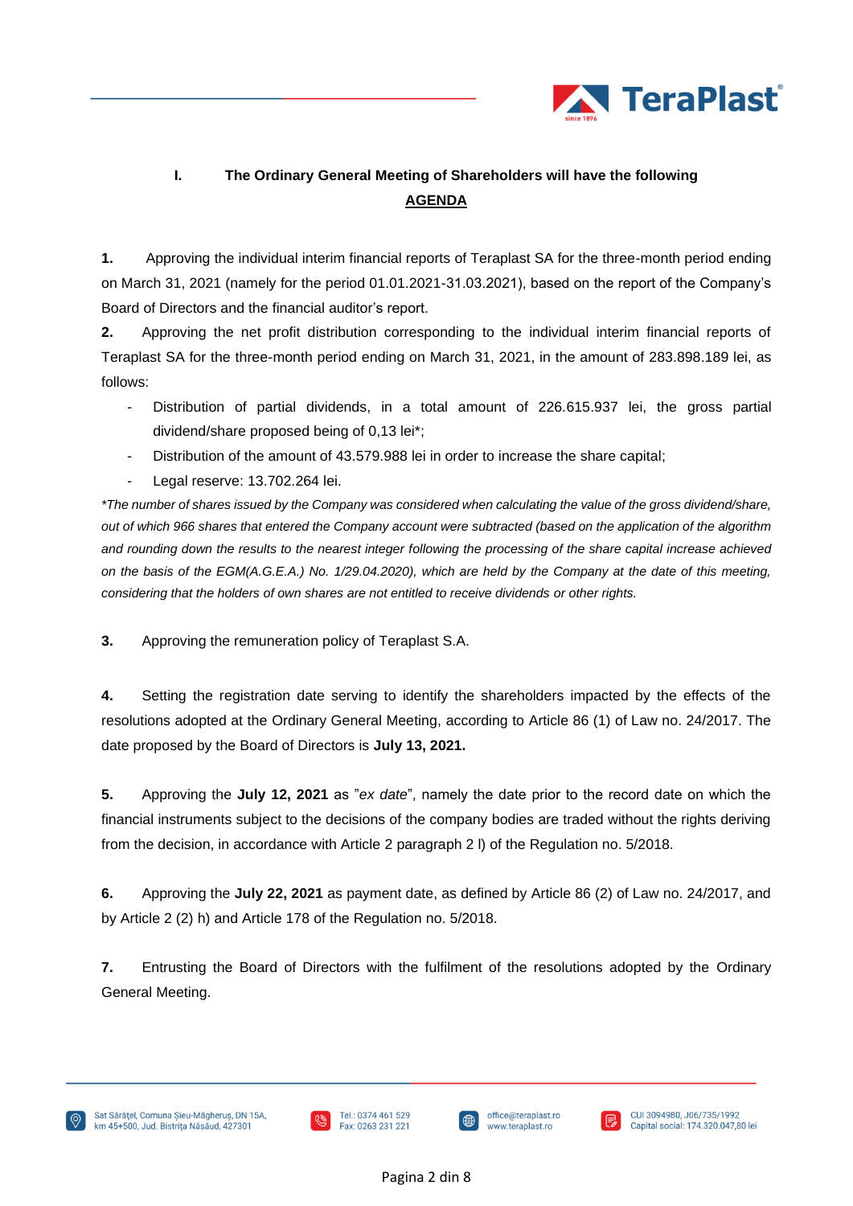## I. The Ordinary General Meeting of Shareholders will have the following <u>AGENDA</u>

**1.** Approving the individual interim financial reports of Teraplast SA for the three-month period ending on March 31, 2021 (namely for the period 01.01.2021-31.03.2021), based on the report of the Company's Board of Directors and the financial auditor's report.

**2.** Approving the net profit distribution corresponding to the individual interim financial reports of Teraplast SA for the three-month period ending on March 31, 2021, in the amount of 283.898.189 lei, as follows:

- Distribution of partial dividends, in a total amount of 226.615.937 lei, the gross partial dividend/share proposed being of 0,13 lei*;
- Distribution of the amount of 43.579.988 lei in order to increase the share capital;
- Legal reserve: 13.702.264 lei.

*\*The number of shares issued by the Company was considered when calculating the value of the gross dividend/share, out of which 966 shares that entered the Company account were subtracted (based on the application of the algorithm and rounding down the results to the nearest integer following the processing of the share capital increase achieved on the basis of the EGM(A.G.E.A.) No. 1/29.04.2020), which are held by the Company at the date of this meeting, considering that the holders of own shares are not entitled to receive dividends or other rights.*

**3.** Approving the remuneration policy of Teraplast S.A.

**4.** Setting the registration date serving to identify the shareholders impacted by the effects of the resolutions adopted at the Ordinary General Meeting, according to Article 86 (1) of Law no. 24/2017. The date proposed by the Board of Directors is **July 13, 2021.**

**5.** Approving the **July 12, 2021** as "*ex date*", namely the date prior to the record date on which the financial instruments subject to the decisions of the company bodies are traded without the rights deriving from the decision, in accordance with Article 2 paragraph 2 l) of the Regulation no. 5/2018.

**6.** Approving the **July 22, 2021** as payment date, as defined by Article 86 (2) of Law no. 24/2017, and by Article 2 (2) h) and Article 178 of the Regulation no. 5/2018.

**7.** Entrusting the Board of Directors with the fulfilment of the resolutions adopted by the Ordinary General Meeting.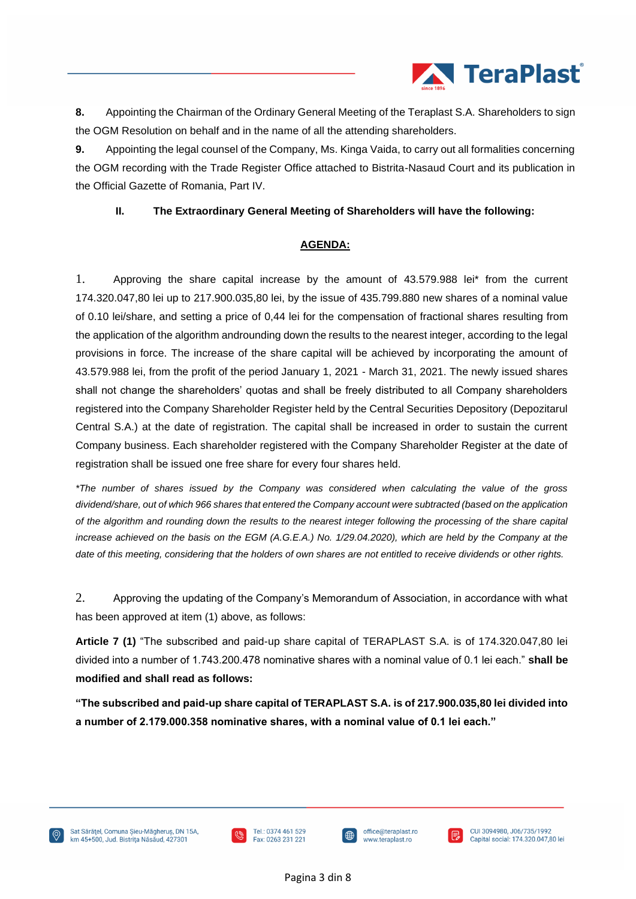**8.** Appointing the Chairman of the Ordinary General Meeting of the Teraplast S.A. Shareholders to sign the OGM Resolution on behalf and in the name of all the attending shareholders.

**9.** Appointing the legal counsel of the Company, Ms. Kinga Vaida, to carry out all formalities concerning the OGM recording with the Trade Register Office attached to Bistrita-Nasaud Court and its publication in the Official Gazette of Romania, Part IV.

**II. The Extraordinary General Meeting of Shareholders will have the following:**

**AGENDA:**

1. Approving the share capital increase by the amount of 43.579.988 lei* from the current 174.320.047,80 lei up to 217.900.035,80 lei, by the issue of 435.799.880 new shares of a nominal value of 0.10 lei/share, and setting a price of 0,44 lei for the compensation of fractional shares resulting from the application of the algorithm androunding down the results to the nearest integer, according to the legal provisions in force. The increase of the share capital will be achieved by incorporating the amount of 43.579.988 lei, from the profit of the period January 1, 2021 - March 31, 2021. The newly issued shares shall not change the shareholders' quotas and shall be freely distributed to all Company shareholders registered into the Company Shareholder Register held by the Central Securities Depository (Depozitarul Central S.A.) at the date of registration. The capital shall be increased in order to sustain the current Company business. Each shareholder registered with the Company Shareholder Register at the date of registration shall be issued one free share for every four shares held.

*\*The number of shares issued by the Company was considered when calculating the value of the gross dividend/share, out of which 966 shares that entered the Company account were subtracted (based on the application of the algorithm and rounding down the results to the nearest integer following the processing of the share capital increase achieved on the basis on the EGM (A.G.E.A.) No. 1/29.04.2020), which are held by the Company at the date of this meeting, considering that the holders of own shares are not entitled to receive dividends or other rights.*

2. Approving the updating of the Company's Memorandum of Association, in accordance with what has been approved at item (1) above, as follows:

**Article 7 (1)** "The subscribed and paid-up share capital of TERAPLAST S.A. is of 174.320.047,80 lei divided into a number of 1.743.200.478 nominative shares with a nominal value of 0.1 lei each." **shall be modified and shall read as follows:**

**"The subscribed and paid-up share capital of TERAPLAST S.A. is of 217.900.035,80 lei divided into a number of 2.179.000.358 nominative shares, with a nominal value of 0.1 lei each."**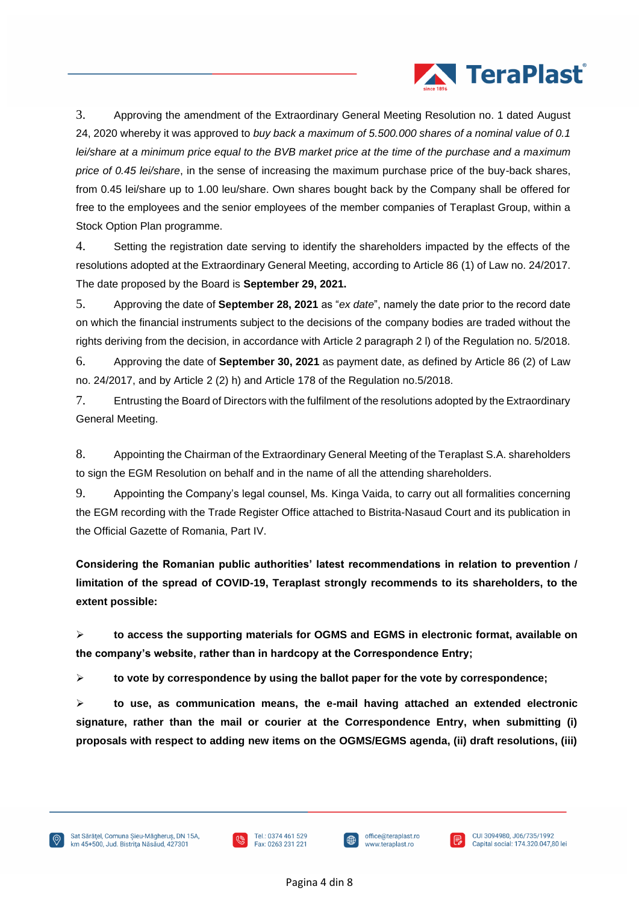3. Approving the amendment of the Extraordinary General Meeting Resolution no. 1 dated August 24, 2020 whereby it was approved to *buy back a maximum of 5.500.000 shares of a nominal value of 0.1 lei/share at a minimum price equal to the BVB market price at the time of the purchase and a maximum price of 0.45 lei/share*, in the sense of increasing the maximum purchase price of the buy-back shares, from 0.45 lei/share up to 1.00 leu/share. Own shares bought back by the Company shall be offered for free to the employees and the senior employees of the member companies of Teraplast Group, within a Stock Option Plan programme.

4. Setting the registration date serving to identify the shareholders impacted by the effects of the resolutions adopted at the Extraordinary General Meeting, according to Article 86 (1) of Law no. 24/2017. The date proposed by the Board is **September 29, 2021.**

5. Approving the date of **September 28, 2021** as "*ex date*", namely the date prior to the record date on which the financial instruments subject to the decisions of the company bodies are traded without the rights deriving from the decision, in accordance with Article 2 paragraph 2 l) of the Regulation no. 5/2018.

6. Approving the date of **September 30, 2021** as payment date, as defined by Article 86 (2) of Law no. 24/2017, and by Article 2 (2) h) and Article 178 of the Regulation no.5/2018.

7. Entrusting the Board of Directors with the fulfilment of the resolutions adopted by the Extraordinary General Meeting.

8. Appointing the Chairman of the Extraordinary General Meeting of the Teraplast S.A. shareholders to sign the EGM Resolution on behalf and in the name of all the attending shareholders.

9. Appointing the Company's legal counsel, Ms. Kinga Vaida, to carry out all formalities concerning the EGM recording with the Trade Register Office attached to Bistrita-Nasaud Court and its publication in the Official Gazette of Romania, Part IV.

**Considering the Romanian public authorities' latest recommendations in relation to prevention / limitation of the spread of COVID-19, Teraplast strongly recommends to its shareholders, to the extent possible:**

- **to access the supporting materials for OGMS and EGMS in electronic format, available on the company's website, rather than in hardcopy at the Correspondence Entry;**
- **to vote by correspondence by using the ballot paper for the vote by correspondence;**
- **to use, as communication means, the e-mail having attached an extended electronic signature, rather than the mail or courier at the Correspondence Entry, when submitting (i) proposals with respect to adding new items on the OGMS/EGMS agenda, (ii) draft resolutions, (iii)**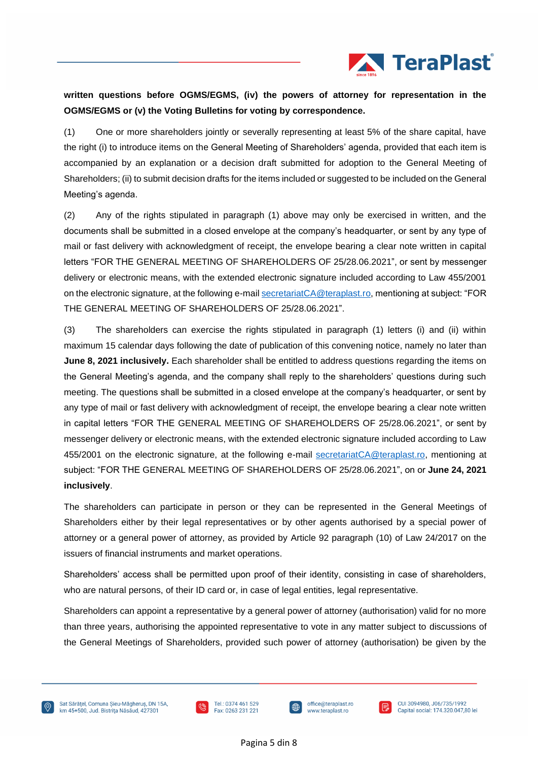**written questions before OGMS/EGMS, (iv) the powers of attorney for representation in the OGMS/EGMS or (v) the Voting Bulletins for voting by correspondence.**

(1) One or more shareholders jointly or severally representing at least 5% of the share capital, have the right (i) to introduce items on the General Meeting of Shareholders' agenda, provided that each item is accompanied by an explanation or a decision draft submitted for adoption to the General Meeting of Shareholders; (ii) to submit decision drafts for the items included or suggested to be included on the General Meeting's agenda.

(2) Any of the rights stipulated in paragraph (1) above may only be exercised in written, and the documents shall be submitted in a closed envelope at the company's headquarter, or sent by any type of mail or fast delivery with acknowledgment of receipt, the envelope bearing a clear note written in capital letters "FOR THE GENERAL MEETING OF SHAREHOLDERS OF 25/28.06.2021", or sent by messenger delivery or electronic means, with the extended electronic signature included according to Law 455/2001 on the electronic signature, at the following e-mail secretariatCA@teraplast.ro, mentioning at subject: "FOR THE GENERAL MEETING OF SHAREHOLDERS OF 25/28.06.2021".

(3) The shareholders can exercise the rights stipulated in paragraph (1) letters (i) and (ii) within maximum 15 calendar days following the date of publication of this convening notice, namely no later than **June 8, 2021 inclusively.** Each shareholder shall be entitled to address questions regarding the items on the General Meeting's agenda, and the company shall reply to the shareholders' questions during such meeting. The questions shall be submitted in a closed envelope at the company's headquarter, or sent by any type of mail or fast delivery with acknowledgment of receipt, the envelope bearing a clear note written in capital letters "FOR THE GENERAL MEETING OF SHAREHOLDERS OF 25/28.06.2021", or sent by messenger delivery or electronic means, with the extended electronic signature included according to Law 455/2001 on the electronic signature, at the following e-mail secretariatCA@teraplast.ro, mentioning at subject: "FOR THE GENERAL MEETING OF SHAREHOLDERS OF 25/28.06.2021", on or **June 24, 2021 inclusively**.

The shareholders can participate in person or they can be represented in the General Meetings of Shareholders either by their legal representatives or by other agents authorised by a special power of attorney or a general power of attorney, as provided by Article 92 paragraph (10) of Law 24/2017 on the issuers of financial instruments and market operations.

Shareholders' access shall be permitted upon proof of their identity, consisting in case of shareholders, who are natural persons, of their ID card or, in case of legal entities, legal representative.

Shareholders can appoint a representative by a general power of attorney (authorisation) valid for no more than three years, authorising the appointed representative to vote in any matter subject to discussions of the General Meetings of Shareholders, provided such power of attorney (authorisation) be given by the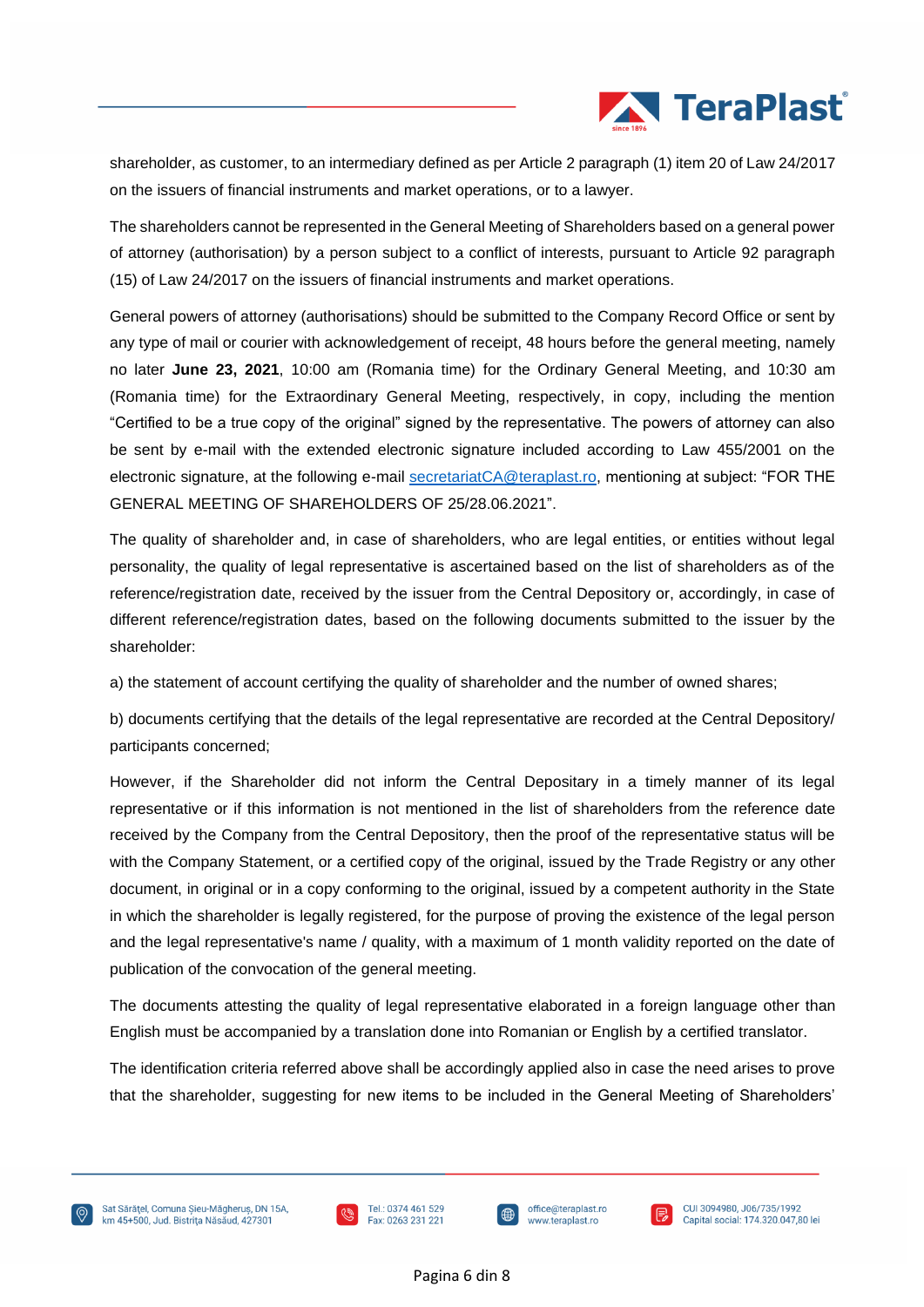shareholder, as customer, to an intermediary defined as per Article 2 paragraph (1) item 20 of Law 24/2017 on the issuers of financial instruments and market operations, or to a lawyer.

The shareholders cannot be represented in the General Meeting of Shareholders based on a general power of attorney (authorisation) by a person subject to a conflict of interests, pursuant to Article 92 paragraph (15) of Law 24/2017 on the issuers of financial instruments and market operations.

General powers of attorney (authorisations) should be submitted to the Company Record Office or sent by any type of mail or courier with acknowledgement of receipt, 48 hours before the general meeting, namely no later **June 23, 2021**, 10:00 am (Romania time) for the Ordinary General Meeting, and 10:30 am (Romania time) for the Extraordinary General Meeting, respectively, in copy, including the mention "Certified to be a true copy of the original" signed by the representative. The powers of attorney can also be sent by e-mail with the extended electronic signature included according to Law 455/2001 on the electronic signature, at the following e-mail secretariatCA@teraplast.ro, mentioning at subject: "FOR THE GENERAL MEETING OF SHAREHOLDERS OF 25/28.06.2021".

The quality of shareholder and, in case of shareholders, who are legal entities, or entities without legal personality, the quality of legal representative is ascertained based on the list of shareholders as of the reference/registration date, received by the issuer from the Central Depository or, accordingly, in case of different reference/registration dates, based on the following documents submitted to the issuer by the shareholder:

a) the statement of account certifying the quality of shareholder and the number of owned shares;

b) documents certifying that the details of the legal representative are recorded at the Central Depository/ participants concerned;

However, if the Shareholder did not inform the Central Depositary in a timely manner of its legal representative or if this information is not mentioned in the list of shareholders from the reference date received by the Company from the Central Depository, then the proof of the representative status will be with the Company Statement, or a certified copy of the original, issued by the Trade Registry or any other document, in original or in a copy conforming to the original, issued by a competent authority in the State in which the shareholder is legally registered, for the purpose of proving the existence of the legal person and the legal representative's name / quality, with a maximum of 1 month validity reported on the date of publication of the convocation of the general meeting.

The documents attesting the quality of legal representative elaborated in a foreign language other than English must be accompanied by a translation done into Romanian or English by a certified translator.

The identification criteria referred above shall be accordingly applied also in case the need arises to prove that the shareholder, suggesting for new items to be included in the General Meeting of Shareholders'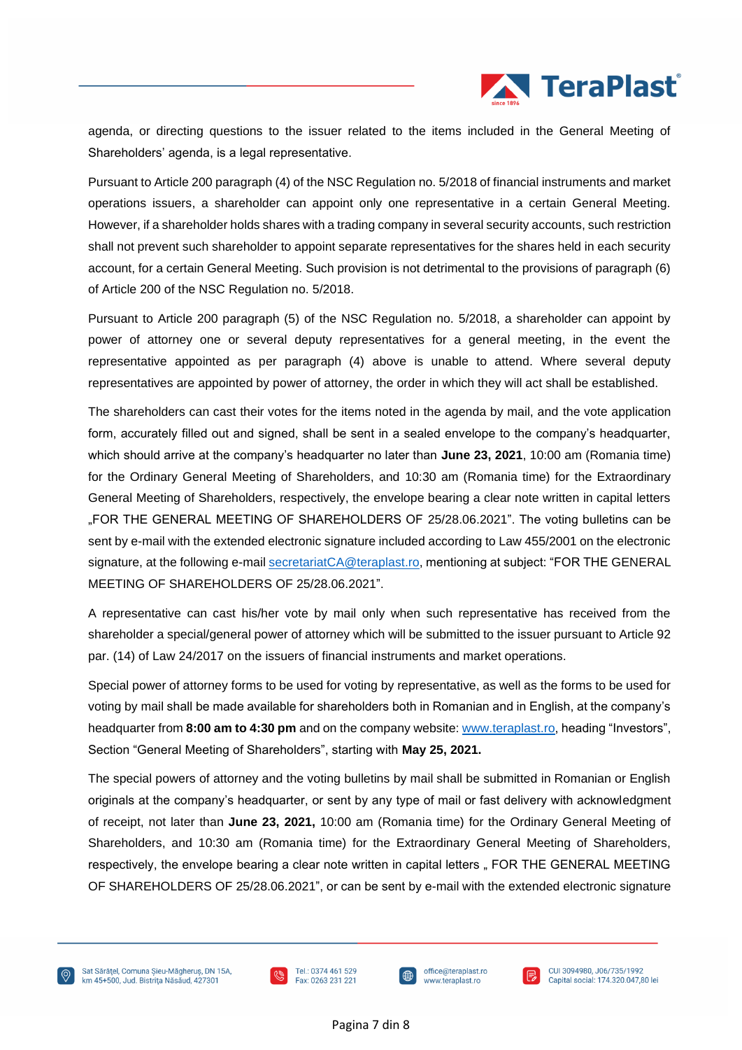agenda, or directing questions to the issuer related to the items included in the General Meeting of Shareholders' agenda, is a legal representative.

Pursuant to Article 200 paragraph (4) of the NSC Regulation no. 5/2018 of financial instruments and market operations issuers, a shareholder can appoint only one representative in a certain General Meeting. However, if a shareholder holds shares with a trading company in several security accounts, such restriction shall not prevent such shareholder to appoint separate representatives for the shares held in each security account, for a certain General Meeting. Such provision is not detrimental to the provisions of paragraph (6) of Article 200 of the NSC Regulation no. 5/2018.

Pursuant to Article 200 paragraph (5) of the NSC Regulation no. 5/2018, a shareholder can appoint by power of attorney one or several deputy representatives for a general meeting, in the event the representative appointed as per paragraph (4) above is unable to attend. Where several deputy representatives are appointed by power of attorney, the order in which they will act shall be established.

The shareholders can cast their votes for the items noted in the agenda by mail, and the vote application form, accurately filled out and signed, shall be sent in a sealed envelope to the company's headquarter, which should arrive at the company's headquarter no later than **June 23, 2021**, 10:00 am (Romania time) for the Ordinary General Meeting of Shareholders, and 10:30 am (Romania time) for the Extraordinary General Meeting of Shareholders, respectively, the envelope bearing a clear note written in capital letters „FOR THE GENERAL MEETING OF SHAREHOLDERS OF 25/28.06.2021". The voting bulletins can be sent by e-mail with the extended electronic signature included according to Law 455/2001 on the electronic signature, at the following e-mail secretariatCA@teraplast.ro, mentioning at subject: "FOR THE GENERAL MEETING OF SHAREHOLDERS OF 25/28.06.2021".

A representative can cast his/her vote by mail only when such representative has received from the shareholder a special/general power of attorney which will be submitted to the issuer pursuant to Article 92 par. (14) of Law 24/2017 on the issuers of financial instruments and market operations.

Special power of attorney forms to be used for voting by representative, as well as the forms to be used for voting by mail shall be made available for shareholders both in Romanian and in English, at the company's headquarter from **8:00 am to 4:30 pm** and on the company website: www.teraplast.ro, heading "Investors", Section "General Meeting of Shareholders", starting with **May 25, 2021.**

The special powers of attorney and the voting bulletins by mail shall be submitted in Romanian or English originals at the company's headquarter, or sent by any type of mail or fast delivery with acknowledgment of receipt, not later than **June 23, 2021,** 10:00 am (Romania time) for the Ordinary General Meeting of Shareholders, and 10:30 am (Romania time) for the Extraordinary General Meeting of Shareholders, respectively, the envelope bearing a clear note written in capital letters „ FOR THE GENERAL MEETING OF SHAREHOLDERS OF 25/28.06.2021", or can be sent by e-mail with the extended electronic signature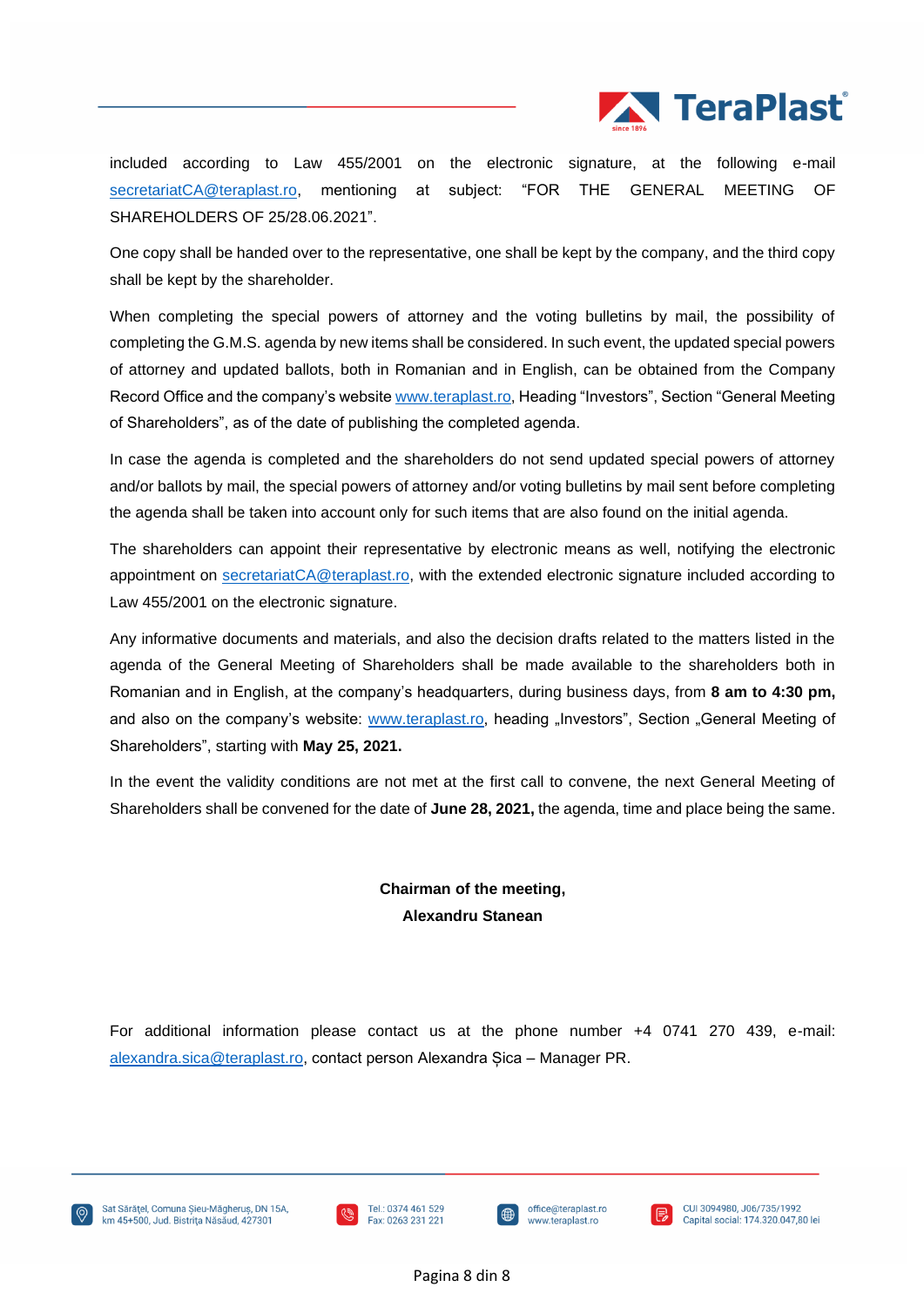included according to Law 455/2001 on the electronic signature, at the following e-mail secretariatCA@teraplast.ro, mentioning at subject: "FOR THE GENERAL MEETING OF SHAREHOLDERS OF 25/28.06.2021".

One copy shall be handed over to the representative, one shall be kept by the company, and the third copy shall be kept by the shareholder.

When completing the special powers of attorney and the voting bulletins by mail, the possibility of completing the G.M.S. agenda by new items shall be considered. In such event, the updated special powers of attorney and updated ballots, both in Romanian and in English, can be obtained from the Company Record Office and the company's website www.teraplast.ro, Heading "Investors", Section "General Meeting of Shareholders", as of the date of publishing the completed agenda.

In case the agenda is completed and the shareholders do not send updated special powers of attorney and/or ballots by mail, the special powers of attorney and/or voting bulletins by mail sent before completing the agenda shall be taken into account only for such items that are also found on the initial agenda.

The shareholders can appoint their representative by electronic means as well, notifying the electronic appointment on secretariatCA@teraplast.ro, with the extended electronic signature included according to Law 455/2001 on the electronic signature.

Any informative documents and materials, and also the decision drafts related to the matters listed in the agenda of the General Meeting of Shareholders shall be made available to the shareholders both in Romanian and in English, at the company's headquarters, during business days, from **8 am to 4:30 pm,** and also on the company's website: www.teraplast.ro, heading „Investors", Section „General Meeting of Shareholders", starting with **May 25, 2021.**

In the event the validity conditions are not met at the first call to convene, the next General Meeting of Shareholders shall be convened for the date of **June 28, 2021,** the agenda, time and place being the same.

**Chairman of the meeting,**
**Alexandru Stanean**

For additional information please contact us at the phone number +4 0741 270 439, e-mail: alexandra.sica@teraplast.ro, contact person Alexandra Șica – Manager PR.